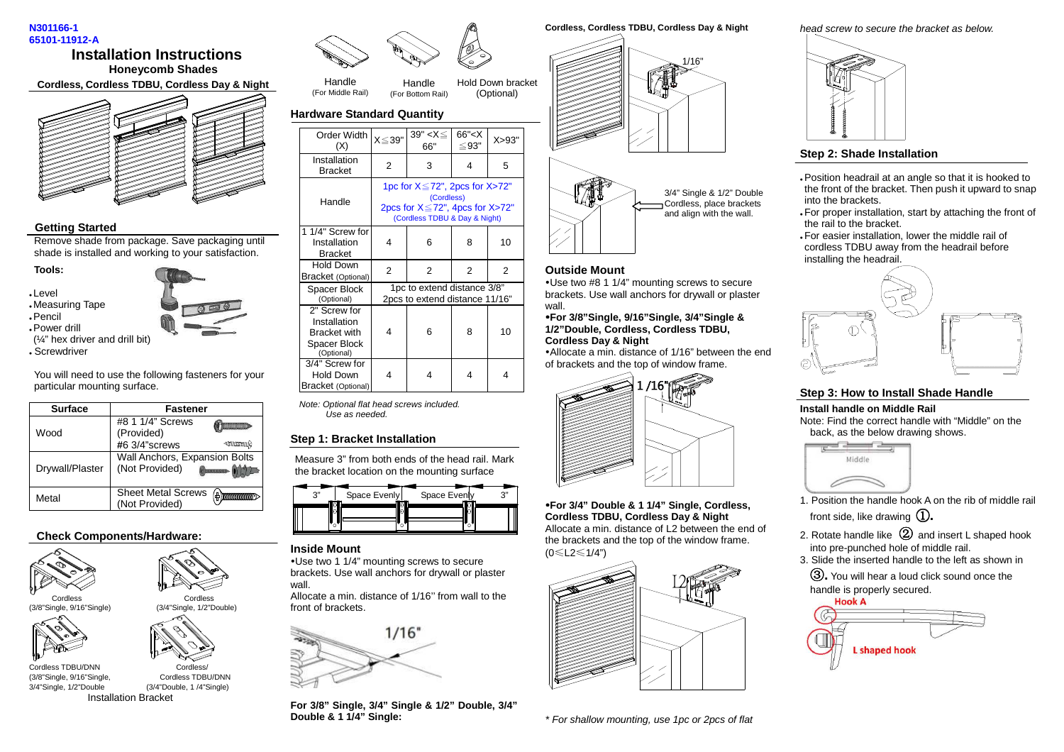N301166-1
65101-11912-A

# Installation Instructions

## Honeycomb Shades

**Cordless, Cordless TDBU, Cordless Day & Night**

### Getting Started

Remove shade from package. Save packaging until shade is installed and working to your satisfaction.

**Tools:**

- Level
- Measuring Tape
- Pencil
- Power drill (¼" hex driver and drill bit)
- Screwdriver

You will need to use the following fasteners for your particular mounting surface.

| Surface | Fastener |
|---|---|
| Wood | #8 1 1/4" Screws (Provided) #6 3/4"screws |
| Drywall/Plaster | Wall Anchors, Expansion Bolts (Not Provided) |
| Metal | Sheet Metal Screws (Not Provided) |

### Check Components/Hardware:

Cordless (3/8"Single, 9/16"Single)

Cordless (3/4"Single, 1/2"Double)

Cordless TDBU/DNN (3/8"Single, 9/16"Single, 3/4"Single, 1/2"Double

Cordless/ Cordless TDBU/DNN (3/4"Double, 1 /4"Single)

Installation Bracket

Handle (For Middle Rail)

Handle (For Bottom Rail)

Hold Down bracket (Optional)

### Hardware Standard Quantity

| Order Width (X) | X≦39" | 39" <X≦ 66" | 66"<X ≦93" | X>93" |
|---|---|---|---|---|
| Installation Bracket | 2 | 3 | 4 | 5 |
| Handle | 1pc for X≦72", 2pcs for X>72" (Cordless) 2pcs for X≦72", 4pcs for X>72" (Cordless TDBU & Day & Night) | | | |
| 1 1/4" Screw for Installation Bracket | 4 | 6 | 8 | 10 |
| Hold Down Bracket (Optional) | 2 | 2 | 2 | 2 |
| Spacer Block (Optional) | 1pc to extend distance 3/8" 2pcs to extend distance 11/16" | | | |
| 2" Screw for Installation Bracket with Spacer Block (Optional) | 4 | 6 | 8 | 10 |
| 3/4" Screw for Hold Down Bracket (Optional) | 4 | 4 | 4 | 4 |

*Note: Optional flat head screws included. Use as needed.*

### Step 1: Bracket Installation

Measure 3" from both ends of the head rail. Mark the bracket location on the mounting surface

3" Space Evenly Space Evenly 3"

### Inside Mount

• Use two 1 1/4" mounting screws to secure brackets. Use wall anchors for drywall or plaster wall.

Allocate a min. distance of 1/16'' from wall to the front of brackets.

1/16"

**For 3/8" Single, 3/4" Single & 1/2" Double, 3/4" Double & 1 1/4" Single:**

**Cordless, Cordless TDBU, Cordless Day & Night**

1/16"

3/4" Single & 1/2" Double Cordless, place brackets and align with the wall.

### Outside Mount

• Use two #8 1 1/4" mounting screws to secure brackets. Use wall anchors for drywall or plaster wall.

**• For 3/8"Single, 9/16"Single, 3/4"Single & 1/2"Double, Cordless, Cordless TDBU, Cordless Day & Night**

• Allocate a min. distance of 1/16" between the end of brackets and the top of window frame.

1 /16"

**• For 3/4" Double & 1 1/4" Single, Cordless, Cordless TDBU, Cordless Day & Night**

Allocate a min. distance of L2 between the end of the brackets and the top of the window frame. (0≤L2≤1/4")

L2

*\* For shallow mounting, use 1pc or 2pcs of flat head screw to secure the bracket as below.*

### Step 2: Shade Installation

- Position headrail at an angle so that it is hooked to the front of the bracket. Then push it upward to snap into the brackets.
- For proper installation, start by attaching the front of the rail to the bracket.
- For easier installation, lower the middle rail of cordless TDBU away from the headrail before installing the headrail.

### Step 3: How to Install Shade Handle

**Install handle on Middle Rail**

Note: Find the correct handle with "Middle" on the back, as the below drawing shows.

Middle

1. Position the handle hook A on the rib of middle rail front side, like drawing ①.
2. Rotate handle like ② and insert L shaped hook into pre-punched hole of middle rail.
3. Slide the inserted handle to the left as shown in ③. You will hear a loud click sound once the handle is properly secured.

Hook A

L shaped hook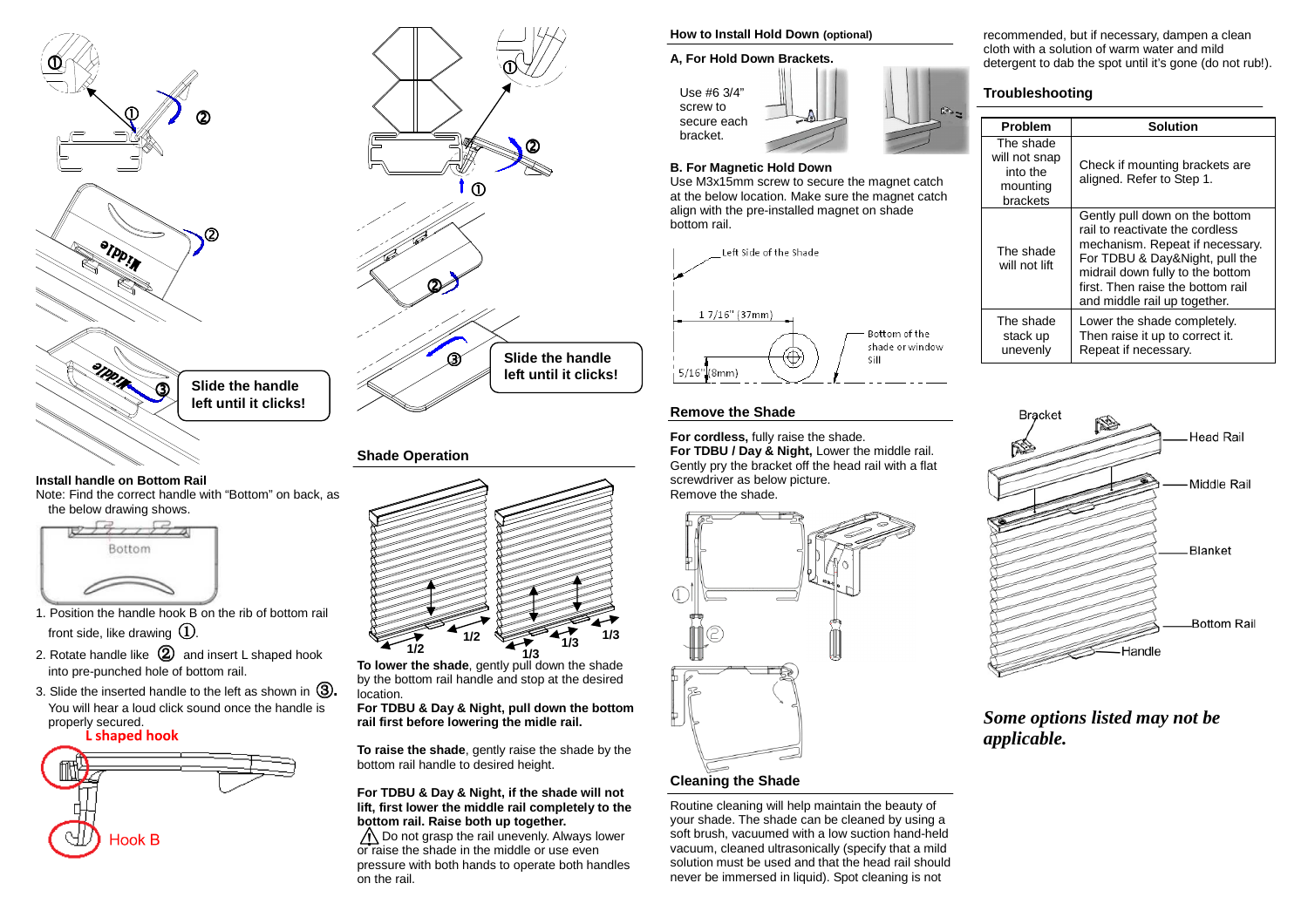Slide the handle left until it clicks!

Slide the handle left until it clicks!

**Install handle on Bottom Rail**

Note: Find the correct handle with "Bottom" on back, as the below drawing shows.

1. Position the handle hook B on the rib of bottom rail front side, like drawing ①.
2. Rotate handle like ② and insert L shaped hook into pre-punched hole of bottom rail.
3. Slide the inserted handle to the left as shown in ③. You will hear a loud click sound once the handle is properly secured.

L shaped hook

Hook B

## Shade Operation

1/2 1/2 1/3 1/3 1/3

**To lower the shade**, gently pull down the shade by the bottom rail handle and stop at the desired location.

**For TDBU & Day & Night, pull down the bottom rail first before lowering the midle rail.**

**To raise the shade**, gently raise the shade by the bottom rail handle to desired height.

**For TDBU & Day & Night, if the shade will not lift, first lower the middle rail completely to the bottom rail. Raise both up together.**

⚠ Do not grasp the rail unevenly. Always lower or raise the shade in the middle or use even pressure with both hands to operate both handles on the rail.

## How to Install Hold Down (optional)

**A, For Hold Down Brackets.**

Use #6 3/4" screw to secure each bracket.

**B. For Magnetic Hold Down**

Use M3x15mm screw to secure the magnet catch at the below location. Make sure the magnet catch align with the pre-installed magnet on shade bottom rail.

Left Side of the Shade

1 7/16" (37mm)

5/16" (8mm)

Bottom of the shade or window sill

## Remove the Shade

**For cordless,** fully raise the shade.
**For TDBU / Day & Night,** Lower the middle rail.
Gently pry the bracket off the head rail with a flat screwdriver as below picture.
Remove the shade.

## Cleaning the Shade

Routine cleaning will help maintain the beauty of your shade. The shade can be cleaned by using a soft brush, vacuumed with a low suction hand-held vacuum, cleaned ultrasonically (specify that a mild solution must be used and that the head rail should never be immersed in liquid). Spot cleaning is not recommended, but if necessary, dampen a clean cloth with a solution of warm water and mild detergent to dab the spot until it's gone (do not rub!).

## Troubleshooting

| Problem | Solution |
|---|---|
| The shade will not snap into the mounting brackets | Check if mounting brackets are aligned. Refer to Step 1. |
| The shade will not lift | Gently pull down on the bottom rail to reactivate the cordless mechanism. Repeat if necessary. For TDBU & Day&Night, pull the midrail down fully to the bottom first. Then raise the bottom rail and middle rail up together. |
| The shade stack up unevenly | Lower the shade completely. Then raise it up to correct it. Repeat if necessary. |

Bracket
Head Rail
Middle Rail
Blanket
Bottom Rail
Handle

***Some options listed may not be applicable.***